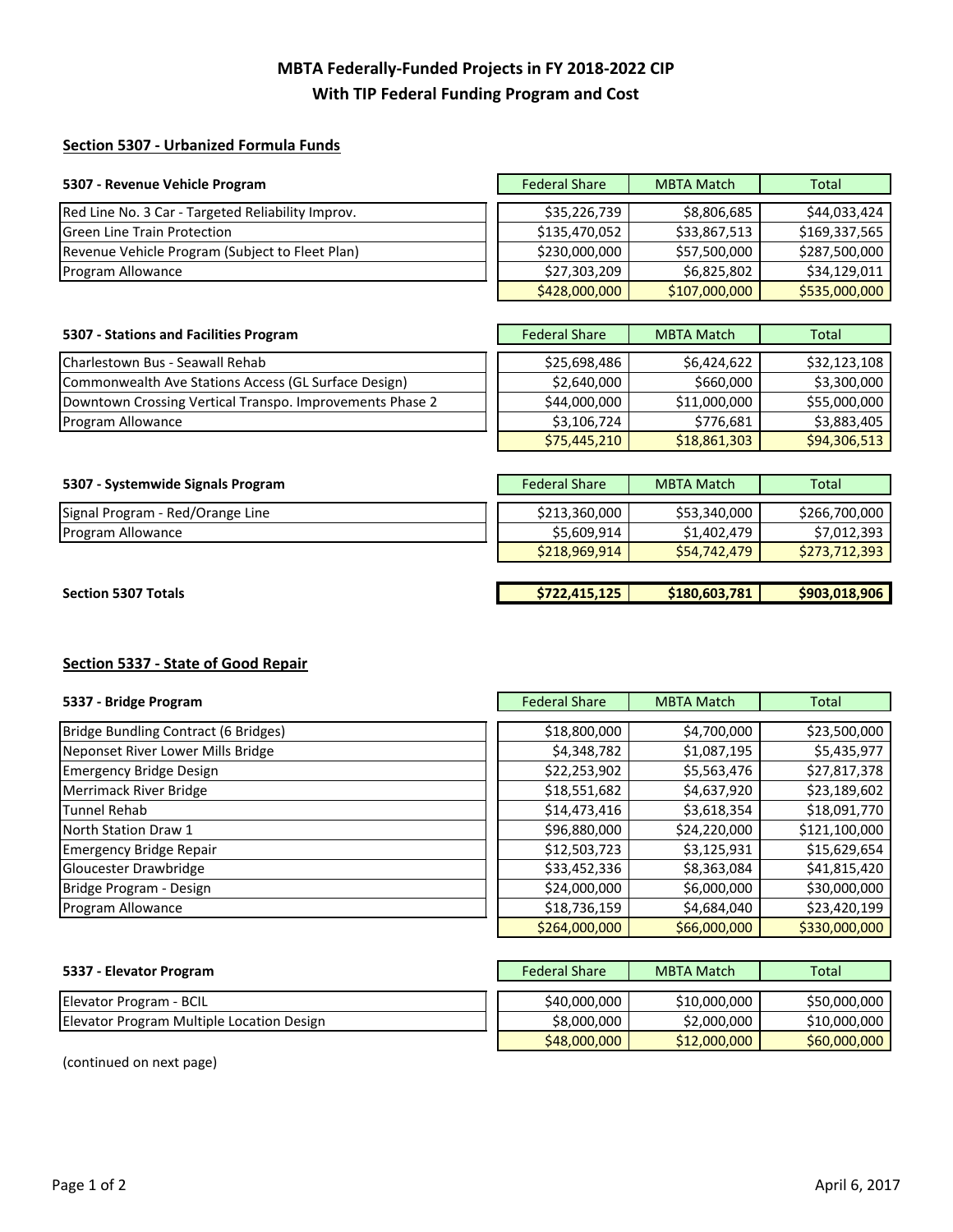# MBTA Federally-Funded Projects in FY 2018-2022 CIP
# With TIP Federal Funding Program and Cost

## Section 5307 - Urbanized Formula Funds

| 5307 - Revenue Vehicle Program | Federal Share | MBTA Match | Total |
|---|---|---|---|
| Red Line No. 3 Car - Targeted Reliability Improv. | $35,226,739 | $8,806,685 | $44,033,424 |
| Green Line Train Protection | $135,470,052 | $33,867,513 | $169,337,565 |
| Revenue Vehicle Program (Subject to Fleet Plan) | $230,000,000 | $57,500,000 | $287,500,000 |
| Program Allowance | $27,303,209 | $6,825,802 | $34,129,011 |
| | $428,000,000 | $107,000,000 | $535,000,000 |

| 5307 - Stations and Facilities Program | Federal Share | MBTA Match | Total |
|---|---|---|---|
| Charlestown Bus - Seawall Rehab | $25,698,486 | $6,424,622 | $32,123,108 |
| Commonwealth Ave Stations Access (GL Surface Design) | $2,640,000 | $660,000 | $3,300,000 |
| Downtown Crossing Vertical Transpo. Improvements Phase 2 | $44,000,000 | $11,000,000 | $55,000,000 |
| Program Allowance | $3,106,724 | $776,681 | $3,883,405 |
| | $75,445,210 | $18,861,303 | $94,306,513 |

| 5307 - Systemwide Signals Program | Federal Share | MBTA Match | Total |
|---|---|---|---|
| Signal Program - Red/Orange Line | $213,360,000 | $53,340,000 | $266,700,000 |
| Program Allowance | $5,609,914 | $1,402,479 | $7,012,393 |
| | $218,969,914 | $54,742,479 | $273,712,393 |

| | Federal Share | MBTA Match | Total |
|---|---|---|---|
| **Section 5307 Totals** | **$722,415,125** | **$180,603,781** | **$903,018,906** |

## Section 5337 - State of Good Repair

| 5337 - Bridge Program | Federal Share | MBTA Match | Total |
|---|---|---|---|
| Bridge Bundling Contract (6 Bridges) | $18,800,000 | $4,700,000 | $23,500,000 |
| Neponset River Lower Mills Bridge | $4,348,782 | $1,087,195 | $5,435,977 |
| Emergency Bridge Design | $22,253,902 | $5,563,476 | $27,817,378 |
| Merrimack River Bridge | $18,551,682 | $4,637,920 | $23,189,602 |
| Tunnel Rehab | $14,473,416 | $3,618,354 | $18,091,770 |
| North Station Draw 1 | $96,880,000 | $24,220,000 | $121,100,000 |
| Emergency Bridge Repair | $12,503,723 | $3,125,931 | $15,629,654 |
| Gloucester Drawbridge | $33,452,336 | $8,363,084 | $41,815,420 |
| Bridge Program - Design | $24,000,000 | $6,000,000 | $30,000,000 |
| Program Allowance | $18,736,159 | $4,684,040 | $23,420,199 |
| | $264,000,000 | $66,000,000 | $330,000,000 |

| 5337 - Elevator Program | Federal Share | MBTA Match | Total |
|---|---|---|---|
| Elevator Program - BCIL | $40,000,000 | $10,000,000 | $50,000,000 |
| Elevator Program Multiple Location Design | $8,000,000 | $2,000,000 | $10,000,000 |
| | $48,000,000 | $12,000,000 | $60,000,000 |

(continued on next page)

April 6, 2017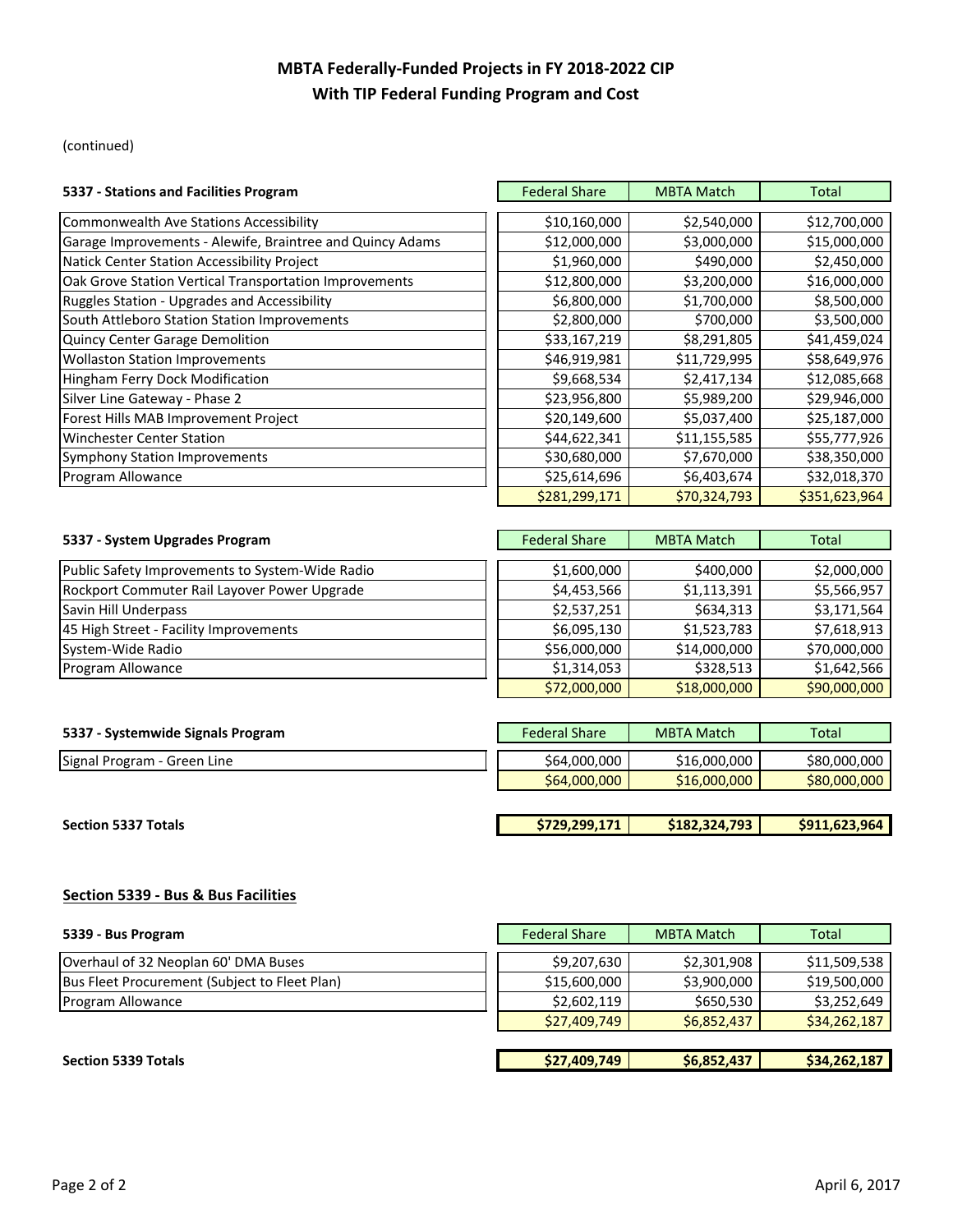# MBTA Federally-Funded Projects in FY 2018-2022 CIP
# With TIP Federal Funding Program and Cost

(continued)

| 5337 - Stations and Facilities Program | Federal Share | MBTA Match | Total |
|---|---|---|---|
| Commonwealth Ave Stations Accessibility | $10,160,000 | $2,540,000 | $12,700,000 |
| Garage Improvements - Alewife, Braintree and Quincy Adams | $12,000,000 | $3,000,000 | $15,000,000 |
| Natick Center Station Accessibility Project | $1,960,000 | $490,000 | $2,450,000 |
| Oak Grove Station Vertical Transportation Improvements | $12,800,000 | $3,200,000 | $16,000,000 |
| Ruggles Station - Upgrades and Accessibility | $6,800,000 | $1,700,000 | $8,500,000 |
| South Attleboro Station Station Improvements | $2,800,000 | $700,000 | $3,500,000 |
| Quincy Center Garage Demolition | $33,167,219 | $8,291,805 | $41,459,024 |
| Wollaston Station Improvements | $46,919,981 | $11,729,995 | $58,649,976 |
| Hingham Ferry Dock Modification | $9,668,534 | $2,417,134 | $12,085,668 |
| Silver Line Gateway - Phase 2 | $23,956,800 | $5,989,200 | $29,946,000 |
| Forest Hills MAB Improvement Project | $20,149,600 | $5,037,400 | $25,187,000 |
| Winchester Center Station | $44,622,341 | $11,155,585 | $55,777,926 |
| Symphony Station Improvements | $30,680,000 | $7,670,000 | $38,350,000 |
| Program Allowance | $25,614,696 | $6,403,674 | $32,018,370 |
| | $281,299,171 | $70,324,793 | $351,623,964 |

| 5337 - System Upgrades Program | Federal Share | MBTA Match | Total |
|---|---|---|---|
| Public Safety Improvements to System-Wide Radio | $1,600,000 | $400,000 | $2,000,000 |
| Rockport Commuter Rail Layover Power Upgrade | $4,453,566 | $1,113,391 | $5,566,957 |
| Savin Hill Underpass | $2,537,251 | $634,313 | $3,171,564 |
| 45 High Street - Facility Improvements | $6,095,130 | $1,523,783 | $7,618,913 |
| System-Wide Radio | $56,000,000 | $14,000,000 | $70,000,000 |
| Program Allowance | $1,314,053 | $328,513 | $1,642,566 |
| | $72,000,000 | $18,000,000 | $90,000,000 |

| 5337 - Systemwide Signals Program | Federal Share | MBTA Match | Total |
|---|---|---|---|
| Signal Program - Green Line | $64,000,000 | $16,000,000 | $80,000,000 |
| | $64,000,000 | $16,000,000 | $80,000,000 |

| | | | |
|---|---|---|---|
| **Section 5337 Totals** | **$729,299,171** | **$182,324,793** | **$911,623,964** |

## Section 5339 - Bus & Bus Facilities

| 5339 - Bus Program | Federal Share | MBTA Match | Total |
|---|---|---|---|
| Overhaul of 32 Neoplan 60' DMA Buses | $9,207,630 | $2,301,908 | $11,509,538 |
| Bus Fleet Procurement (Subject to Fleet Plan) | $15,600,000 | $3,900,000 | $19,500,000 |
| Program Allowance | $2,602,119 | $650,530 | $3,252,649 |
| | $27,409,749 | $6,852,437 | $34,262,187 |

| | | | |
|---|---|---|---|
| **Section 5339 Totals** | **$27,409,749** | **$6,852,437** | **$34,262,187** |

April 6, 2017